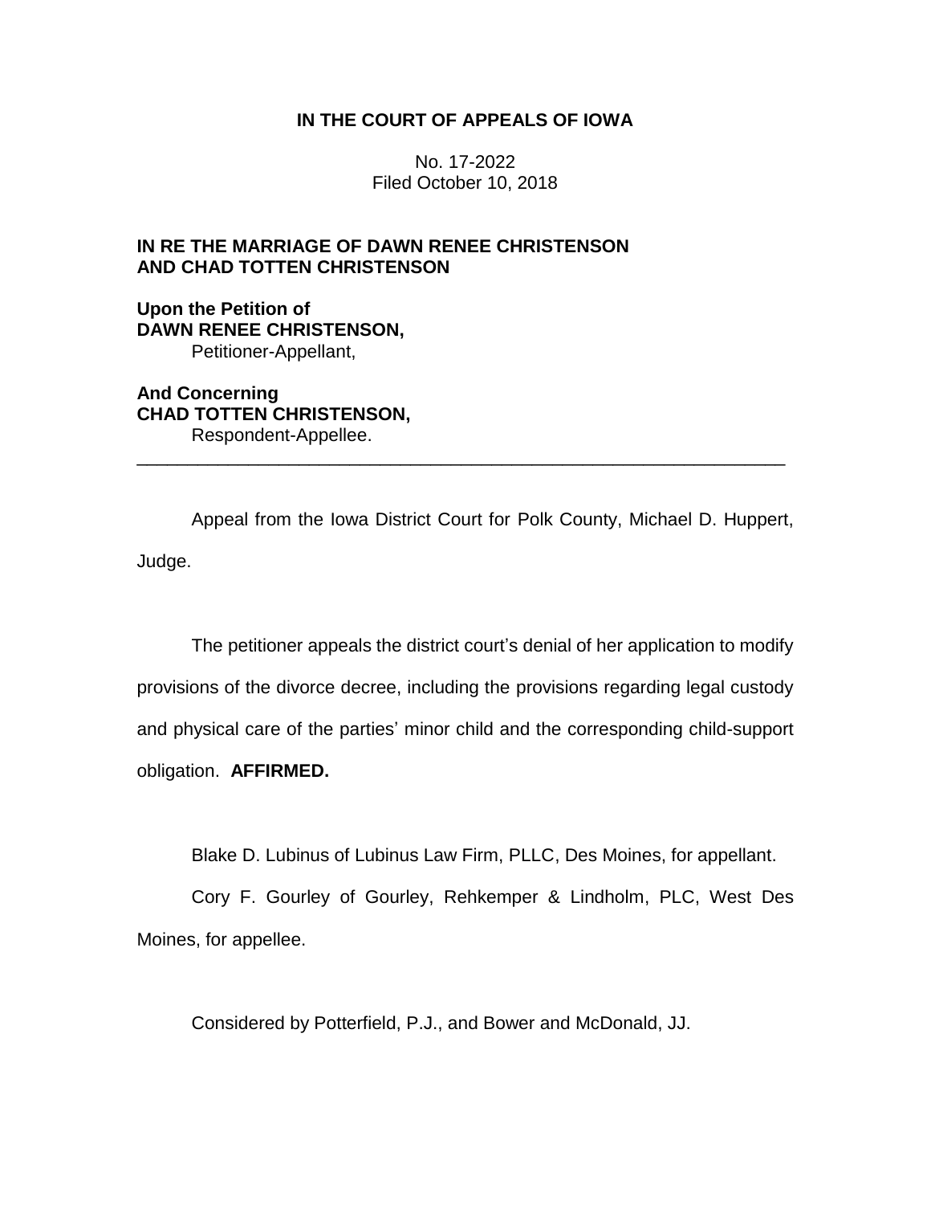# IN THE COURT OF APPEALS OF IOWA

No. 17-2022
Filed October 10, 2018

**IN RE THE MARRIAGE OF DAWN RENEE CHRISTENSON AND CHAD TOTTEN CHRISTENSON**

**Upon the Petition of**
**DAWN RENEE CHRISTENSON,**
Petitioner-Appellant,

**And Concerning**
**CHAD TOTTEN CHRISTENSON,**
Respondent-Appellee.

---

Appeal from the Iowa District Court for Polk County, Michael D. Huppert, Judge.

The petitioner appeals the district court's denial of her application to modify provisions of the divorce decree, including the provisions regarding legal custody and physical care of the parties' minor child and the corresponding child-support obligation. **AFFIRMED.**

Blake D. Lubinus of Lubinus Law Firm, PLLC, Des Moines, for appellant.

Cory F. Gourley of Gourley, Rehkemper & Lindholm, PLC, West Des Moines, for appellee.

Considered by Potterfield, P.J., and Bower and McDonald, JJ.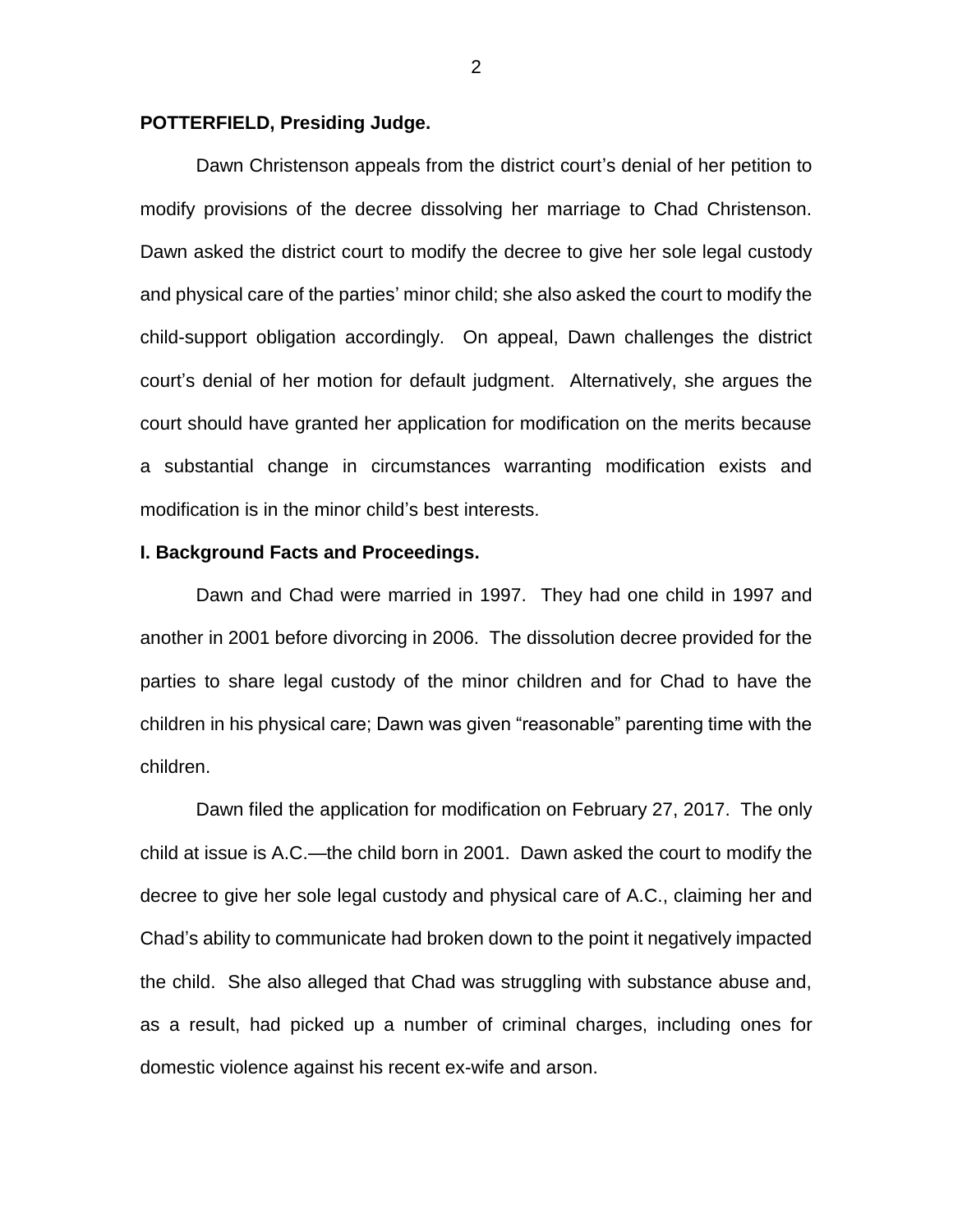**POTTERFIELD, Presiding Judge.**

Dawn Christenson appeals from the district court's denial of her petition to modify provisions of the decree dissolving her marriage to Chad Christenson. Dawn asked the district court to modify the decree to give her sole legal custody and physical care of the parties' minor child; she also asked the court to modify the child-support obligation accordingly. On appeal, Dawn challenges the district court's denial of her motion for default judgment. Alternatively, she argues the court should have granted her application for modification on the merits because a substantial change in circumstances warranting modification exists and modification is in the minor child's best interests.

**I. Background Facts and Proceedings.**

Dawn and Chad were married in 1997. They had one child in 1997 and another in 2001 before divorcing in 2006. The dissolution decree provided for the parties to share legal custody of the minor children and for Chad to have the children in his physical care; Dawn was given "reasonable" parenting time with the children.

Dawn filed the application for modification on February 27, 2017. The only child at issue is A.C.—the child born in 2001. Dawn asked the court to modify the decree to give her sole legal custody and physical care of A.C., claiming her and Chad's ability to communicate had broken down to the point it negatively impacted the child. She also alleged that Chad was struggling with substance abuse and, as a result, had picked up a number of criminal charges, including ones for domestic violence against his recent ex-wife and arson.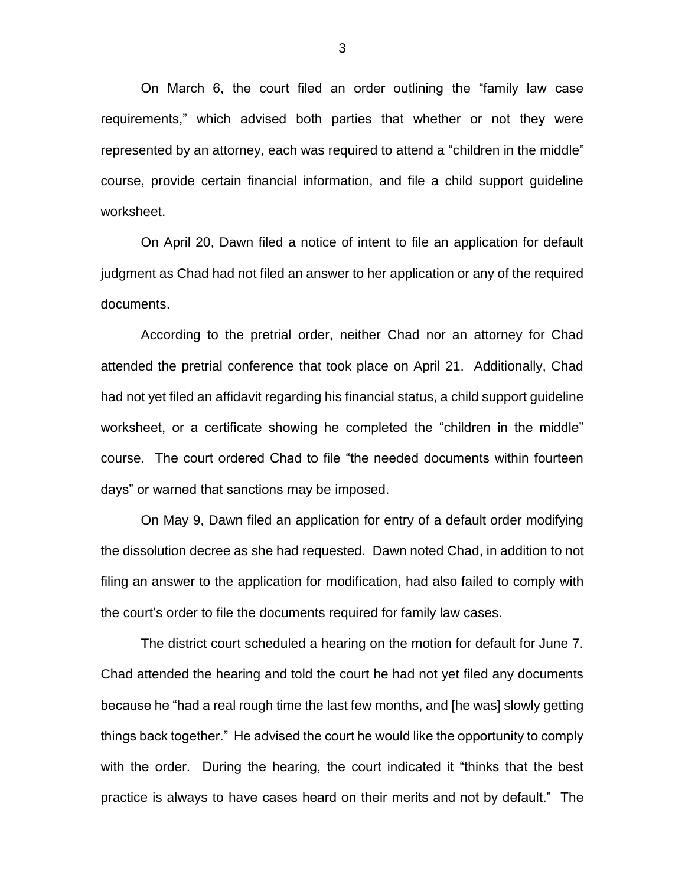On March 6, the court filed an order outlining the "family law case requirements," which advised both parties that whether or not they were represented by an attorney, each was required to attend a "children in the middle" course, provide certain financial information, and file a child support guideline worksheet.

On April 20, Dawn filed a notice of intent to file an application for default judgment as Chad had not filed an answer to her application or any of the required documents.

According to the pretrial order, neither Chad nor an attorney for Chad attended the pretrial conference that took place on April 21. Additionally, Chad had not yet filed an affidavit regarding his financial status, a child support guideline worksheet, or a certificate showing he completed the "children in the middle" course. The court ordered Chad to file "the needed documents within fourteen days" or warned that sanctions may be imposed.

On May 9, Dawn filed an application for entry of a default order modifying the dissolution decree as she had requested. Dawn noted Chad, in addition to not filing an answer to the application for modification, had also failed to comply with the court's order to file the documents required for family law cases.

The district court scheduled a hearing on the motion for default for June 7. Chad attended the hearing and told the court he had not yet filed any documents because he "had a real rough time the last few months, and [he was] slowly getting things back together." He advised the court he would like the opportunity to comply with the order. During the hearing, the court indicated it "thinks that the best practice is always to have cases heard on their merits and not by default." The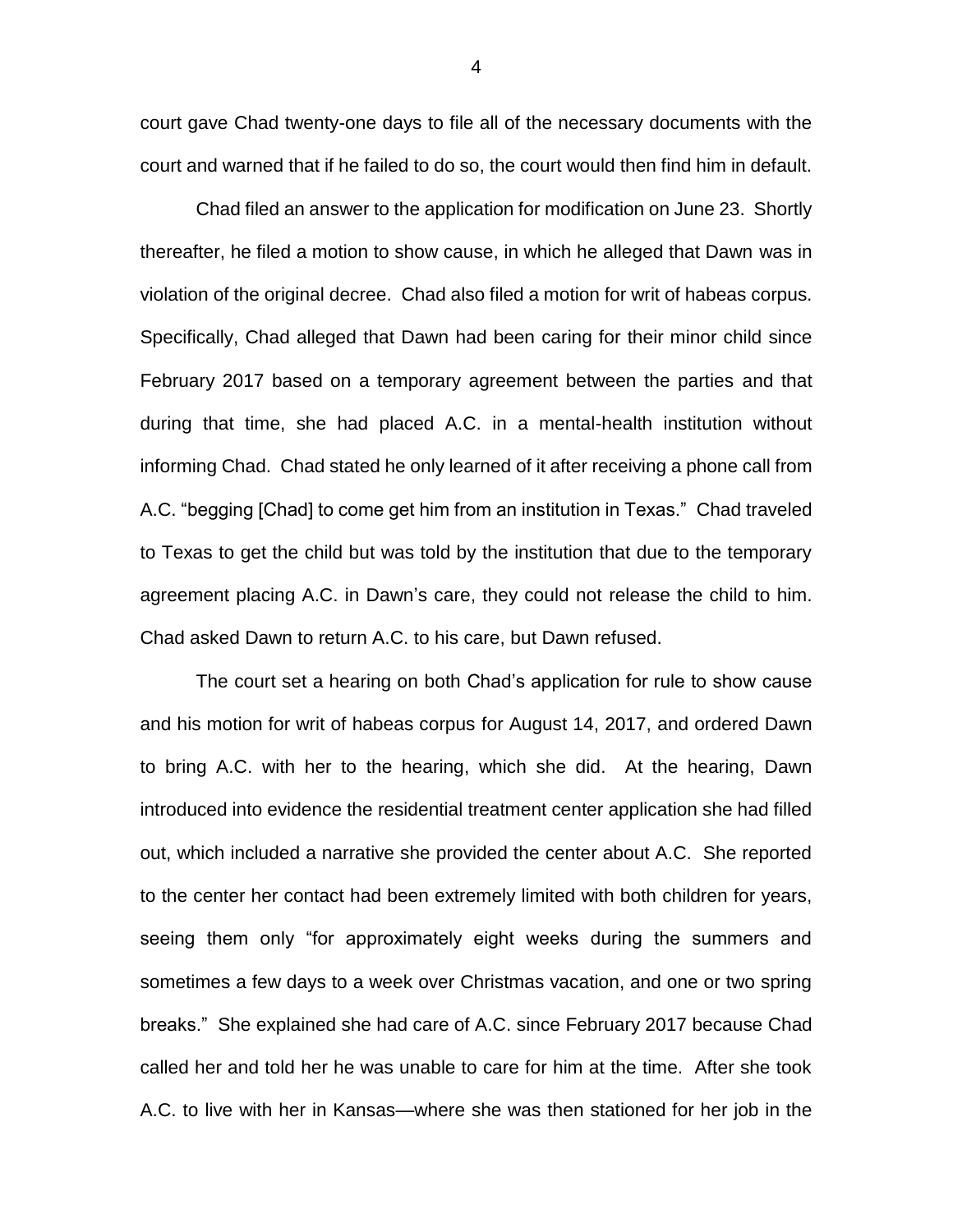court gave Chad twenty-one days to file all of the necessary documents with the court and warned that if he failed to do so, the court would then find him in default.

Chad filed an answer to the application for modification on June 23. Shortly thereafter, he filed a motion to show cause, in which he alleged that Dawn was in violation of the original decree. Chad also filed a motion for writ of habeas corpus. Specifically, Chad alleged that Dawn had been caring for their minor child since February 2017 based on a temporary agreement between the parties and that during that time, she had placed A.C. in a mental-health institution without informing Chad. Chad stated he only learned of it after receiving a phone call from A.C. "begging [Chad] to come get him from an institution in Texas." Chad traveled to Texas to get the child but was told by the institution that due to the temporary agreement placing A.C. in Dawn's care, they could not release the child to him. Chad asked Dawn to return A.C. to his care, but Dawn refused.

The court set a hearing on both Chad's application for rule to show cause and his motion for writ of habeas corpus for August 14, 2017, and ordered Dawn to bring A.C. with her to the hearing, which she did. At the hearing, Dawn introduced into evidence the residential treatment center application she had filled out, which included a narrative she provided the center about A.C. She reported to the center her contact had been extremely limited with both children for years, seeing them only "for approximately eight weeks during the summers and sometimes a few days to a week over Christmas vacation, and one or two spring breaks." She explained she had care of A.C. since February 2017 because Chad called her and told her he was unable to care for him at the time. After she took A.C. to live with her in Kansas—where she was then stationed for her job in the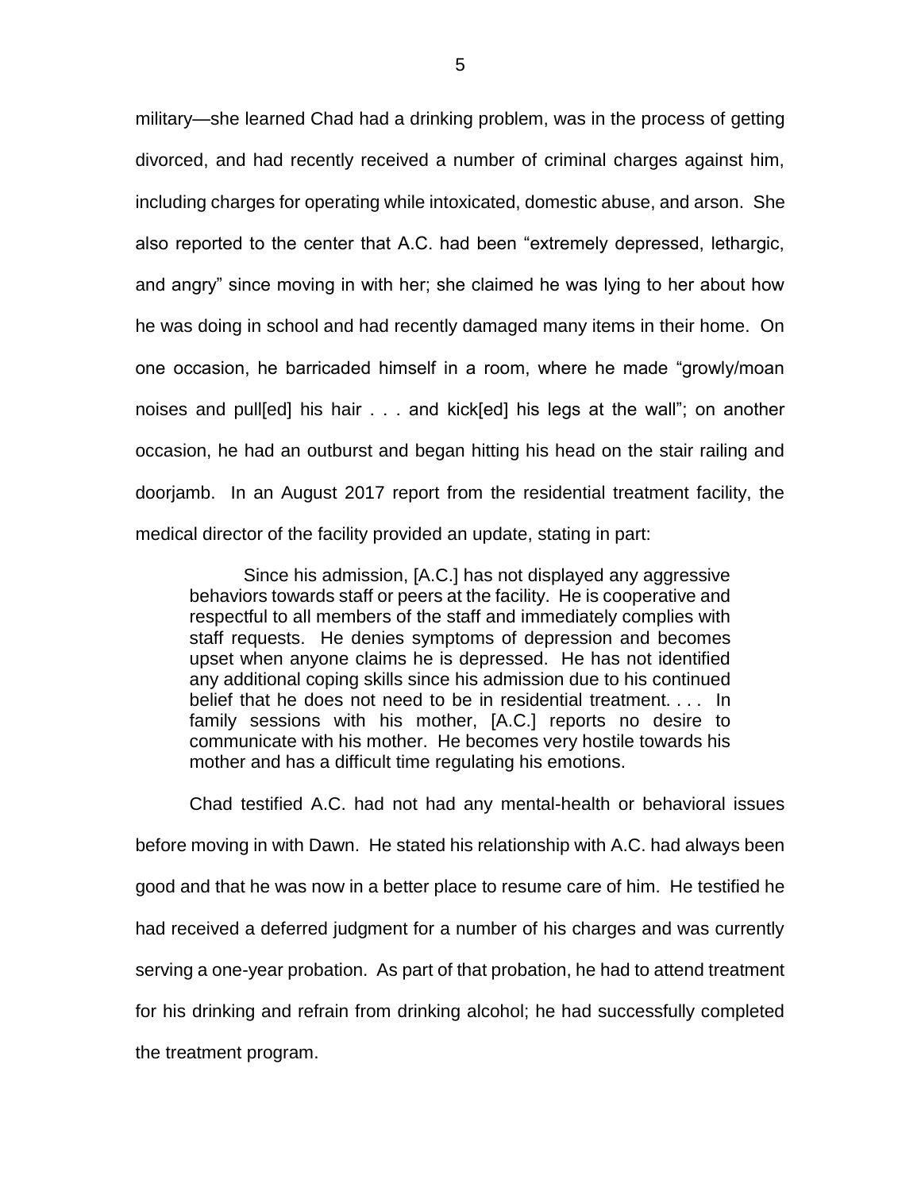military—she learned Chad had a drinking problem, was in the process of getting divorced, and had recently received a number of criminal charges against him, including charges for operating while intoxicated, domestic abuse, and arson. She also reported to the center that A.C. had been "extremely depressed, lethargic, and angry" since moving in with her; she claimed he was lying to her about how he was doing in school and had recently damaged many items in their home. On one occasion, he barricaded himself in a room, where he made "growly/moan noises and pull[ed] his hair . . . and kick[ed] his legs at the wall"; on another occasion, he had an outburst and began hitting his head on the stair railing and doorjamb. In an August 2017 report from the residential treatment facility, the medical director of the facility provided an update, stating in part:

> Since his admission, [A.C.] has not displayed any aggressive behaviors towards staff or peers at the facility. He is cooperative and respectful to all members of the staff and immediately complies with staff requests. He denies symptoms of depression and becomes upset when anyone claims he is depressed. He has not identified any additional coping skills since his admission due to his continued belief that he does not need to be in residential treatment. . . . In family sessions with his mother, [A.C.] reports no desire to communicate with his mother. He becomes very hostile towards his mother and has a difficult time regulating his emotions.

Chad testified A.C. had not had any mental-health or behavioral issues before moving in with Dawn. He stated his relationship with A.C. had always been good and that he was now in a better place to resume care of him. He testified he had received a deferred judgment for a number of his charges and was currently serving a one-year probation. As part of that probation, he had to attend treatment for his drinking and refrain from drinking alcohol; he had successfully completed the treatment program.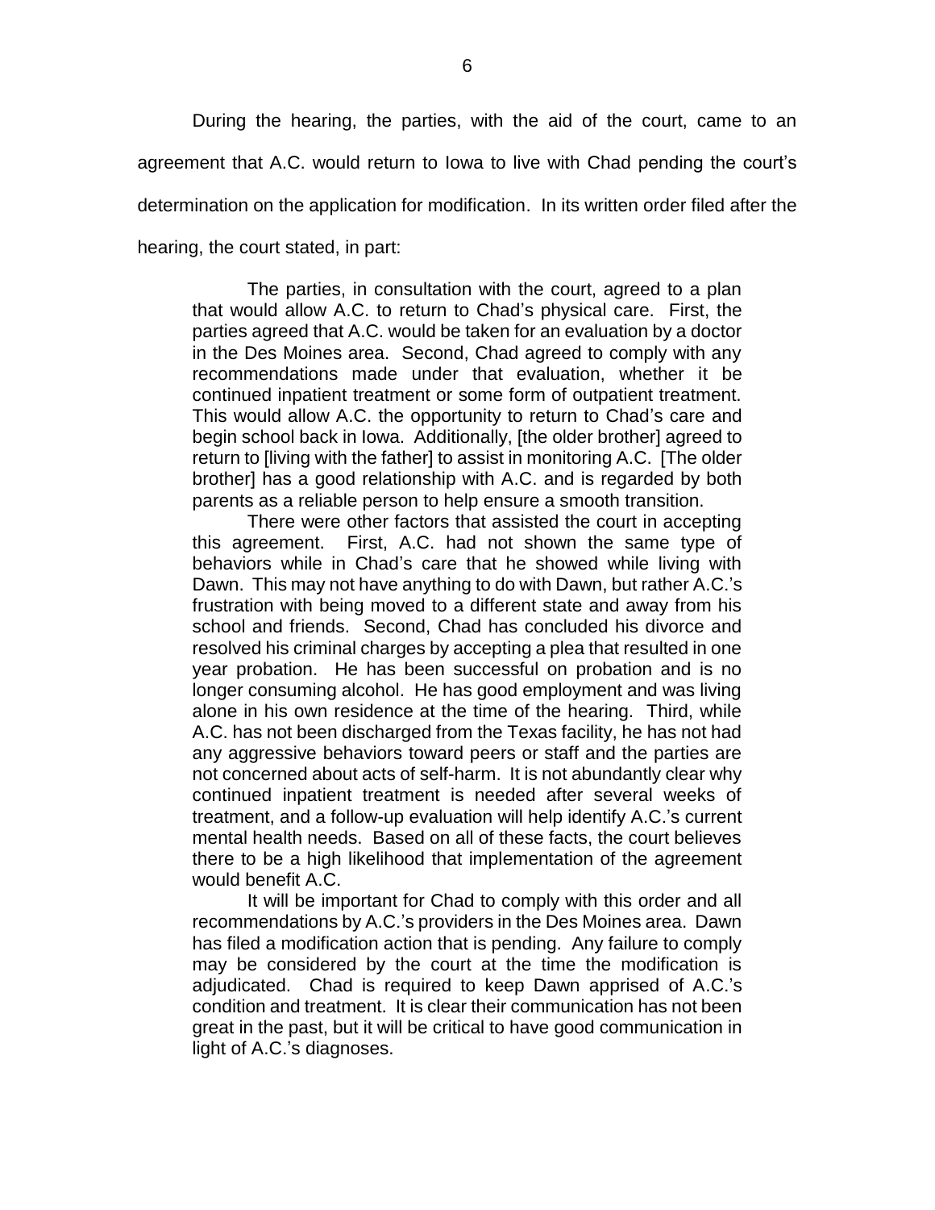During the hearing, the parties, with the aid of the court, came to an agreement that A.C. would return to Iowa to live with Chad pending the court's determination on the application for modification. In its written order filed after the hearing, the court stated, in part:

> The parties, in consultation with the court, agreed to a plan that would allow A.C. to return to Chad's physical care. First, the parties agreed that A.C. would be taken for an evaluation by a doctor in the Des Moines area. Second, Chad agreed to comply with any recommendations made under that evaluation, whether it be continued inpatient treatment or some form of outpatient treatment. This would allow A.C. the opportunity to return to Chad's care and begin school back in Iowa. Additionally, [the older brother] agreed to return to [living with the father] to assist in monitoring A.C. [The older brother] has a good relationship with A.C. and is regarded by both parents as a reliable person to help ensure a smooth transition.
>
> There were other factors that assisted the court in accepting this agreement. First, A.C. had not shown the same type of behaviors while in Chad's care that he showed while living with Dawn. This may not have anything to do with Dawn, but rather A.C.'s frustration with being moved to a different state and away from his school and friends. Second, Chad has concluded his divorce and resolved his criminal charges by accepting a plea that resulted in one year probation. He has been successful on probation and is no longer consuming alcohol. He has good employment and was living alone in his own residence at the time of the hearing. Third, while A.C. has not been discharged from the Texas facility, he has not had any aggressive behaviors toward peers or staff and the parties are not concerned about acts of self-harm. It is not abundantly clear why continued inpatient treatment is needed after several weeks of treatment, and a follow-up evaluation will help identify A.C.'s current mental health needs. Based on all of these facts, the court believes there to be a high likelihood that implementation of the agreement would benefit A.C.
>
> It will be important for Chad to comply with this order and all recommendations by A.C.'s providers in the Des Moines area. Dawn has filed a modification action that is pending. Any failure to comply may be considered by the court at the time the modification is adjudicated. Chad is required to keep Dawn apprised of A.C.'s condition and treatment. It is clear their communication has not been great in the past, but it will be critical to have good communication in light of A.C.'s diagnoses.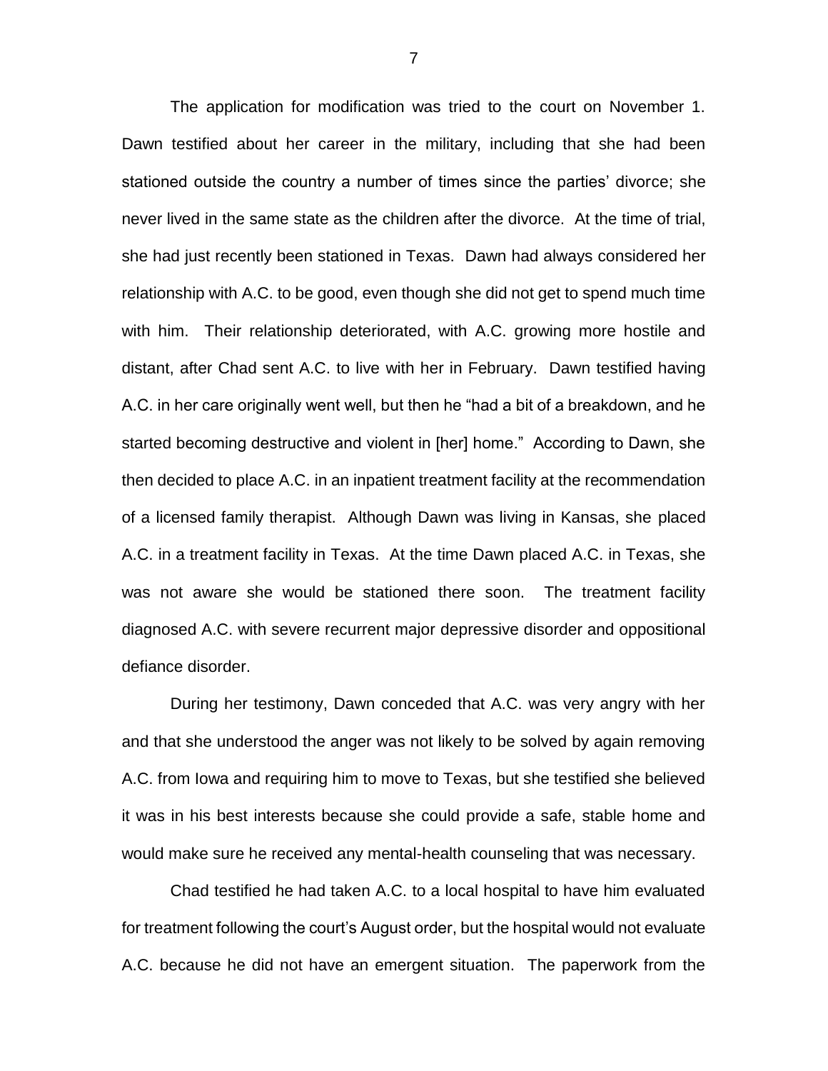The application for modification was tried to the court on November 1. Dawn testified about her career in the military, including that she had been stationed outside the country a number of times since the parties' divorce; she never lived in the same state as the children after the divorce. At the time of trial, she had just recently been stationed in Texas. Dawn had always considered her relationship with A.C. to be good, even though she did not get to spend much time with him. Their relationship deteriorated, with A.C. growing more hostile and distant, after Chad sent A.C. to live with her in February. Dawn testified having A.C. in her care originally went well, but then he "had a bit of a breakdown, and he started becoming destructive and violent in [her] home." According to Dawn, she then decided to place A.C. in an inpatient treatment facility at the recommendation of a licensed family therapist. Although Dawn was living in Kansas, she placed A.C. in a treatment facility in Texas. At the time Dawn placed A.C. in Texas, she was not aware she would be stationed there soon. The treatment facility diagnosed A.C. with severe recurrent major depressive disorder and oppositional defiance disorder.

During her testimony, Dawn conceded that A.C. was very angry with her and that she understood the anger was not likely to be solved by again removing A.C. from Iowa and requiring him to move to Texas, but she testified she believed it was in his best interests because she could provide a safe, stable home and would make sure he received any mental-health counseling that was necessary.

Chad testified he had taken A.C. to a local hospital to have him evaluated for treatment following the court's August order, but the hospital would not evaluate A.C. because he did not have an emergent situation. The paperwork from the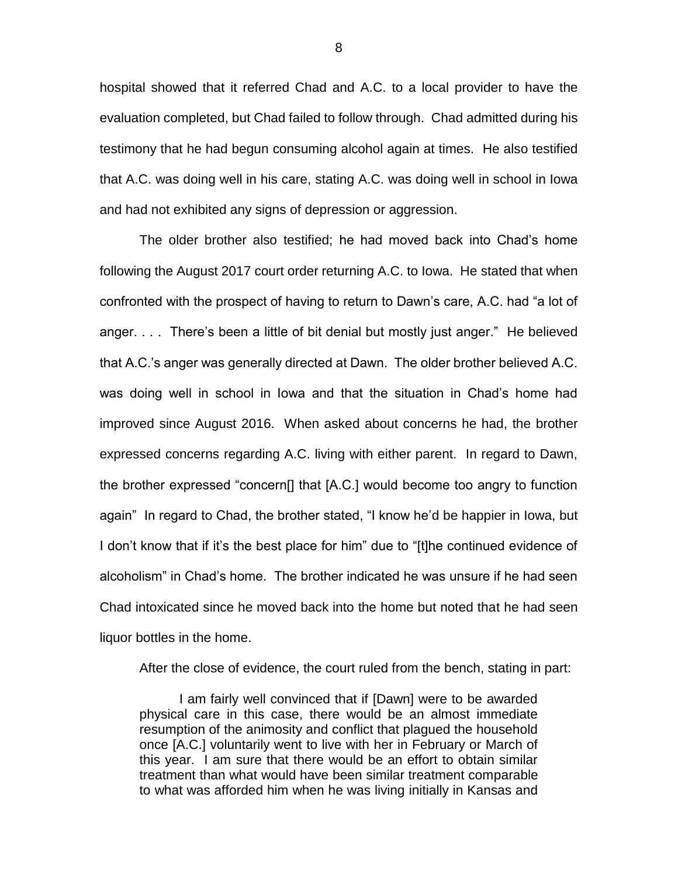hospital showed that it referred Chad and A.C. to a local provider to have the evaluation completed, but Chad failed to follow through. Chad admitted during his testimony that he had begun consuming alcohol again at times. He also testified that A.C. was doing well in his care, stating A.C. was doing well in school in Iowa and had not exhibited any signs of depression or aggression.

The older brother also testified; he had moved back into Chad's home following the August 2017 court order returning A.C. to Iowa. He stated that when confronted with the prospect of having to return to Dawn's care, A.C. had "a lot of anger. . . . There's been a little of bit denial but mostly just anger." He believed that A.C.'s anger was generally directed at Dawn. The older brother believed A.C. was doing well in school in Iowa and that the situation in Chad's home had improved since August 2016. When asked about concerns he had, the brother expressed concerns regarding A.C. living with either parent. In regard to Dawn, the brother expressed "concern[] that [A.C.] would become too angry to function again" In regard to Chad, the brother stated, "I know he'd be happier in Iowa, but I don't know that if it's the best place for him" due to "[t]he continued evidence of alcoholism" in Chad's home. The brother indicated he was unsure if he had seen Chad intoxicated since he moved back into the home but noted that he had seen liquor bottles in the home.

After the close of evidence, the court ruled from the bench, stating in part:

> I am fairly well convinced that if [Dawn] were to be awarded physical care in this case, there would be an almost immediate resumption of the animosity and conflict that plagued the household once [A.C.] voluntarily went to live with her in February or March of this year. I am sure that there would be an effort to obtain similar treatment than what would have been similar treatment comparable to what was afforded him when he was living initially in Kansas and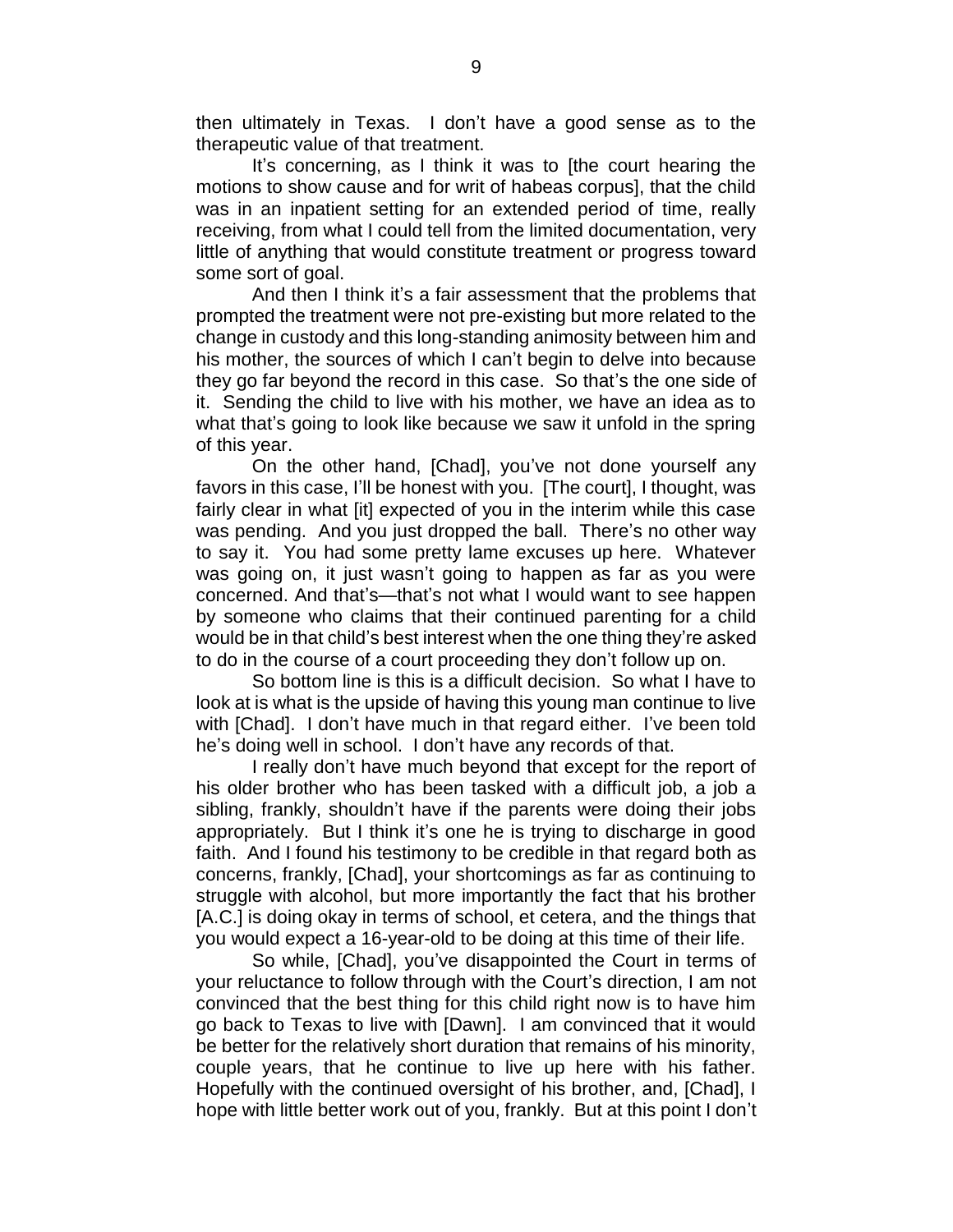then ultimately in Texas. I don't have a good sense as to the therapeutic value of that treatment.

It's concerning, as I think it was to [the court hearing the motions to show cause and for writ of habeas corpus], that the child was in an inpatient setting for an extended period of time, really receiving, from what I could tell from the limited documentation, very little of anything that would constitute treatment or progress toward some sort of goal.

And then I think it's a fair assessment that the problems that prompted the treatment were not pre-existing but more related to the change in custody and this long-standing animosity between him and his mother, the sources of which I can't begin to delve into because they go far beyond the record in this case. So that's the one side of it. Sending the child to live with his mother, we have an idea as to what that's going to look like because we saw it unfold in the spring of this year.

On the other hand, [Chad], you've not done yourself any favors in this case, I'll be honest with you. [The court], I thought, was fairly clear in what [it] expected of you in the interim while this case was pending. And you just dropped the ball. There's no other way to say it. You had some pretty lame excuses up here. Whatever was going on, it just wasn't going to happen as far as you were concerned. And that's—that's not what I would want to see happen by someone who claims that their continued parenting for a child would be in that child's best interest when the one thing they're asked to do in the course of a court proceeding they don't follow up on.

So bottom line is this is a difficult decision. So what I have to look at is what is the upside of having this young man continue to live with [Chad]. I don't have much in that regard either. I've been told he's doing well in school. I don't have any records of that.

I really don't have much beyond that except for the report of his older brother who has been tasked with a difficult job, a job a sibling, frankly, shouldn't have if the parents were doing their jobs appropriately. But I think it's one he is trying to discharge in good faith. And I found his testimony to be credible in that regard both as concerns, frankly, [Chad], your shortcomings as far as continuing to struggle with alcohol, but more importantly the fact that his brother [A.C.] is doing okay in terms of school, et cetera, and the things that you would expect a 16-year-old to be doing at this time of their life.

So while, [Chad], you've disappointed the Court in terms of your reluctance to follow through with the Court's direction, I am not convinced that the best thing for this child right now is to have him go back to Texas to live with [Dawn]. I am convinced that it would be better for the relatively short duration that remains of his minority, couple years, that he continue to live up here with his father. Hopefully with the continued oversight of his brother, and, [Chad], I hope with little better work out of you, frankly. But at this point I don't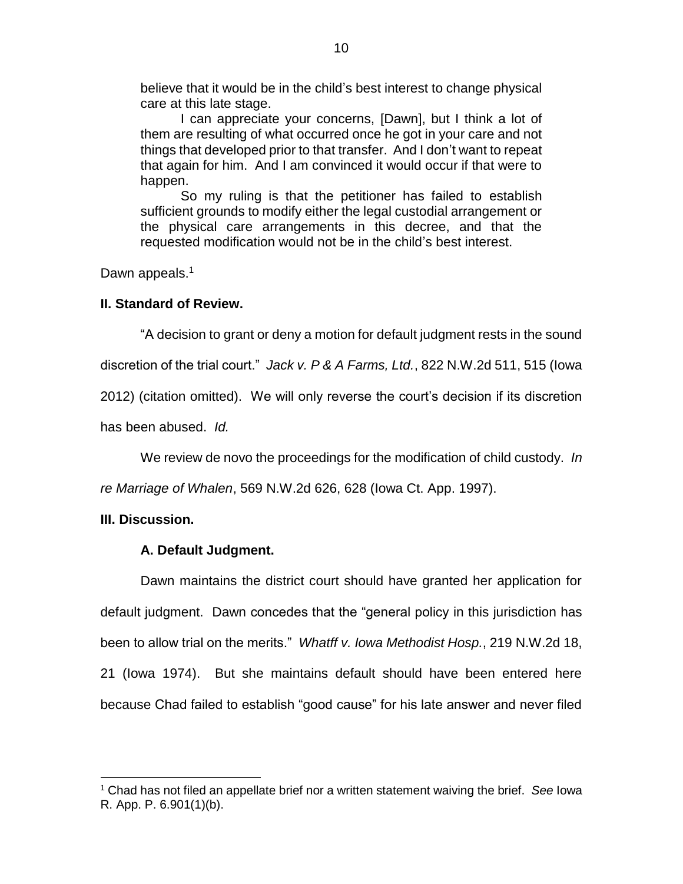> believe that it would be in the child's best interest to change physical care at this late stage.
>
> I can appreciate your concerns, [Dawn], but I think a lot of them are resulting of what occurred once he got in your care and not things that developed prior to that transfer. And I don't want to repeat that again for him. And I am convinced it would occur if that were to happen.
>
> So my ruling is that the petitioner has failed to establish sufficient grounds to modify either the legal custodial arrangement or the physical care arrangements in this decree, and that the requested modification would not be in the child's best interest.

Dawn appeals.[1]

**II. Standard of Review.**

"A decision to grant or deny a motion for default judgment rests in the sound discretion of the trial court." *Jack v. P & A Farms, Ltd.*, 822 N.W.2d 511, 515 (Iowa 2012) (citation omitted). We will only reverse the court's decision if its discretion has been abused. *Id.*

We review de novo the proceedings for the modification of child custody. *In re Marriage of Whalen*, 569 N.W.2d 626, 628 (Iowa Ct. App. 1997).

**III. Discussion.**

**A. Default Judgment.**

Dawn maintains the district court should have granted her application for default judgment. Dawn concedes that the "general policy in this jurisdiction has been to allow trial on the merits." *Whatff v. Iowa Methodist Hosp.*, 219 N.W.2d 18, 21 (Iowa 1974). But she maintains default should have been entered here because Chad failed to establish "good cause" for his late answer and never filed

---

[1] Chad has not filed an appellate brief nor a written statement waiving the brief. *See* Iowa R. App. P. 6.901(1)(b).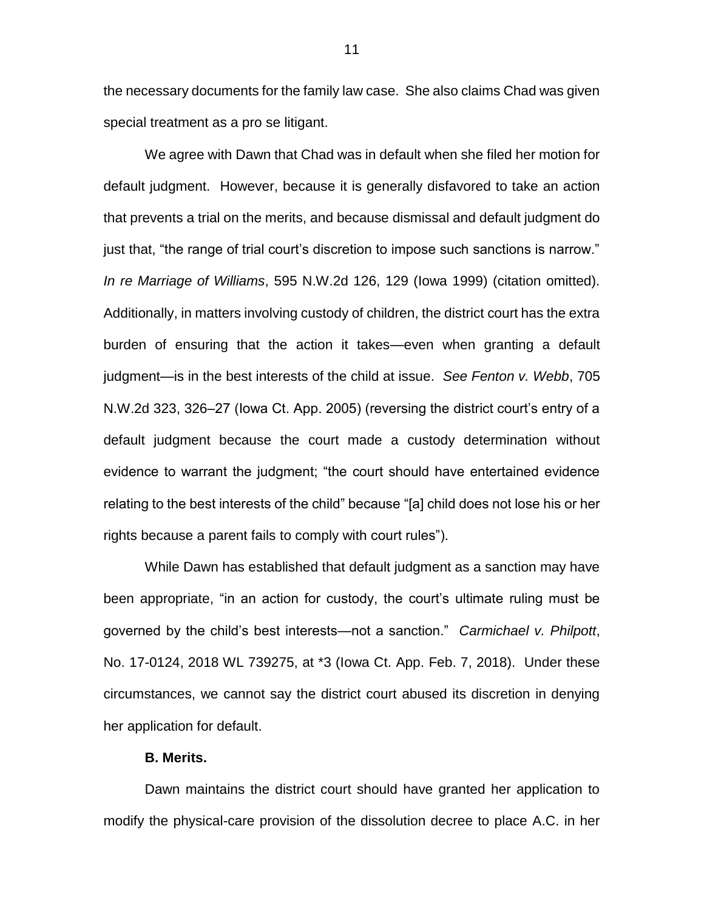the necessary documents for the family law case. She also claims Chad was given special treatment as a pro se litigant.

We agree with Dawn that Chad was in default when she filed her motion for default judgment. However, because it is generally disfavored to take an action that prevents a trial on the merits, and because dismissal and default judgment do just that, "the range of trial court's discretion to impose such sanctions is narrow." *In re Marriage of Williams*, 595 N.W.2d 126, 129 (Iowa 1999) (citation omitted). Additionally, in matters involving custody of children, the district court has the extra burden of ensuring that the action it takes—even when granting a default judgment—is in the best interests of the child at issue. *See Fenton v. Webb*, 705 N.W.2d 323, 326–27 (Iowa Ct. App. 2005) (reversing the district court's entry of a default judgment because the court made a custody determination without evidence to warrant the judgment; "the court should have entertained evidence relating to the best interests of the child" because "[a] child does not lose his or her rights because a parent fails to comply with court rules").

While Dawn has established that default judgment as a sanction may have been appropriate, "in an action for custody, the court's ultimate ruling must be governed by the child's best interests—not a sanction." *Carmichael v. Philpott*, No. 17-0124, 2018 WL 739275, at *3 (Iowa Ct. App. Feb. 7, 2018). Under these circumstances, we cannot say the district court abused its discretion in denying her application for default.

**B. Merits.**

Dawn maintains the district court should have granted her application to modify the physical-care provision of the dissolution decree to place A.C. in her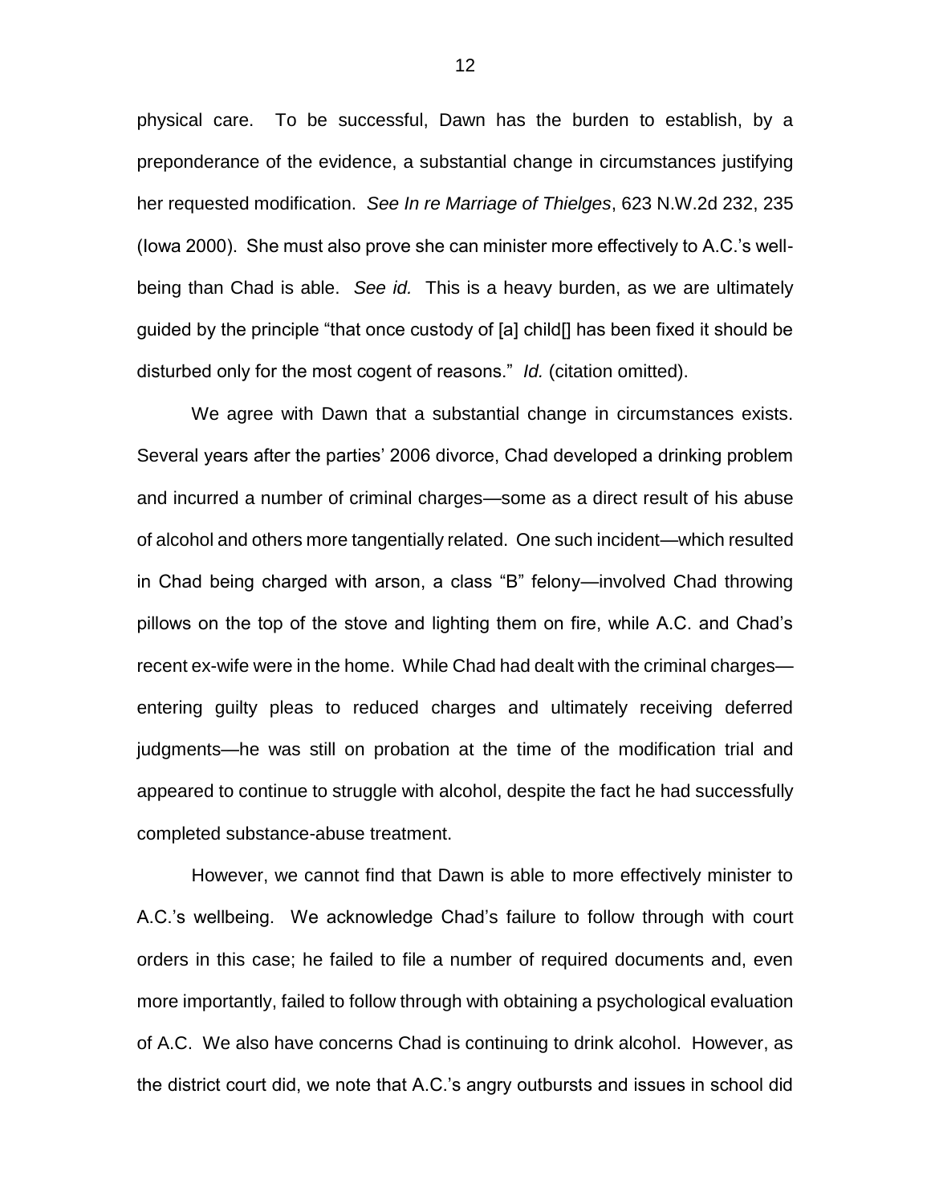physical care. To be successful, Dawn has the burden to establish, by a preponderance of the evidence, a substantial change in circumstances justifying her requested modification. *See In re Marriage of Thielges*, 623 N.W.2d 232, 235 (Iowa 2000). She must also prove she can minister more effectively to A.C.'s well-being than Chad is able. *See id.* This is a heavy burden, as we are ultimately guided by the principle "that once custody of [a] child[] has been fixed it should be disturbed only for the most cogent of reasons." *Id.* (citation omitted).

We agree with Dawn that a substantial change in circumstances exists. Several years after the parties' 2006 divorce, Chad developed a drinking problem and incurred a number of criminal charges—some as a direct result of his abuse of alcohol and others more tangentially related. One such incident—which resulted in Chad being charged with arson, a class "B" felony—involved Chad throwing pillows on the top of the stove and lighting them on fire, while A.C. and Chad's recent ex-wife were in the home. While Chad had dealt with the criminal charges—entering guilty pleas to reduced charges and ultimately receiving deferred judgments—he was still on probation at the time of the modification trial and appeared to continue to struggle with alcohol, despite the fact he had successfully completed substance-abuse treatment.

However, we cannot find that Dawn is able to more effectively minister to A.C.'s wellbeing. We acknowledge Chad's failure to follow through with court orders in this case; he failed to file a number of required documents and, even more importantly, failed to follow through with obtaining a psychological evaluation of A.C. We also have concerns Chad is continuing to drink alcohol. However, as the district court did, we note that A.C.'s angry outbursts and issues in school did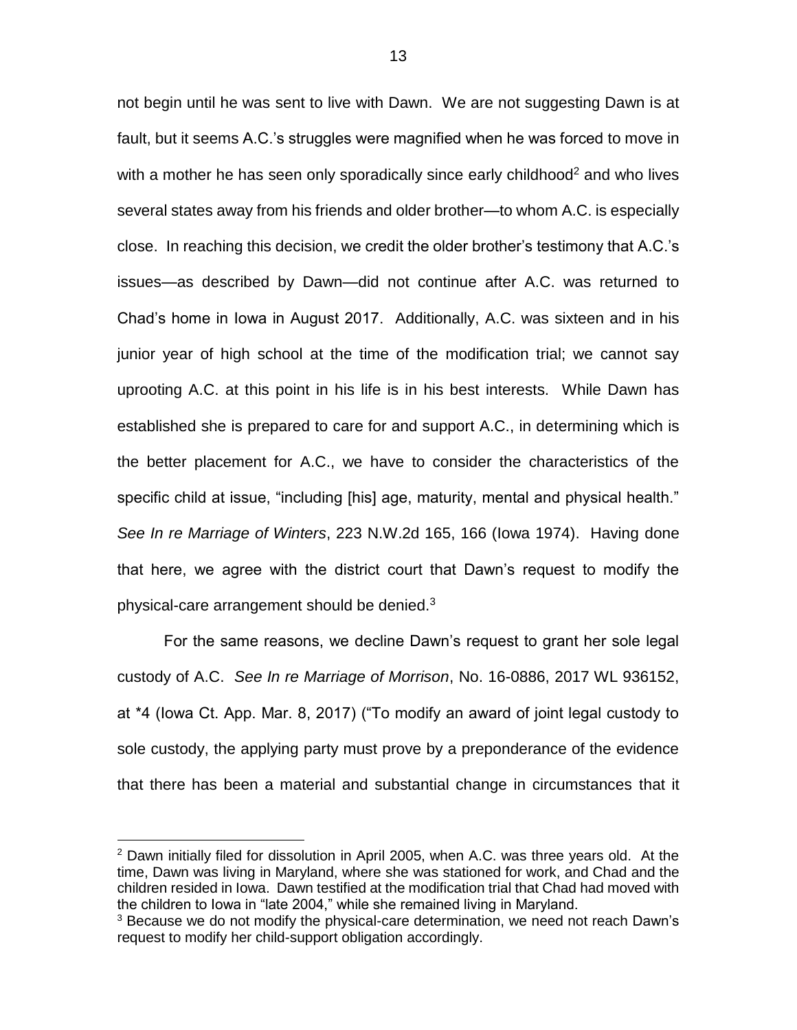not begin until he was sent to live with Dawn. We are not suggesting Dawn is at fault, but it seems A.C.'s struggles were magnified when he was forced to move in with a mother he has seen only sporadically since early childhood[2] and who lives several states away from his friends and older brother—to whom A.C. is especially close. In reaching this decision, we credit the older brother's testimony that A.C.'s issues—as described by Dawn—did not continue after A.C. was returned to Chad's home in Iowa in August 2017. Additionally, A.C. was sixteen and in his junior year of high school at the time of the modification trial; we cannot say uprooting A.C. at this point in his life is in his best interests. While Dawn has established she is prepared to care for and support A.C., in determining which is the better placement for A.C., we have to consider the characteristics of the specific child at issue, "including [his] age, maturity, mental and physical health." *See In re Marriage of Winters*, 223 N.W.2d 165, 166 (Iowa 1974). Having done that here, we agree with the district court that Dawn's request to modify the physical-care arrangement should be denied.[3]

For the same reasons, we decline Dawn's request to grant her sole legal custody of A.C. *See In re Marriage of Morrison*, No. 16-0886, 2017 WL 936152, at *4 (Iowa Ct. App. Mar. 8, 2017) ("To modify an award of joint legal custody to sole custody, the applying party must prove by a preponderance of the evidence that there has been a material and substantial change in circumstances that it

[2] Dawn initially filed for dissolution in April 2005, when A.C. was three years old. At the time, Dawn was living in Maryland, where she was stationed for work, and Chad and the children resided in Iowa. Dawn testified at the modification trial that Chad had moved with the children to Iowa in "late 2004," while she remained living in Maryland.

[3] Because we do not modify the physical-care determination, we need not reach Dawn's request to modify her child-support obligation accordingly.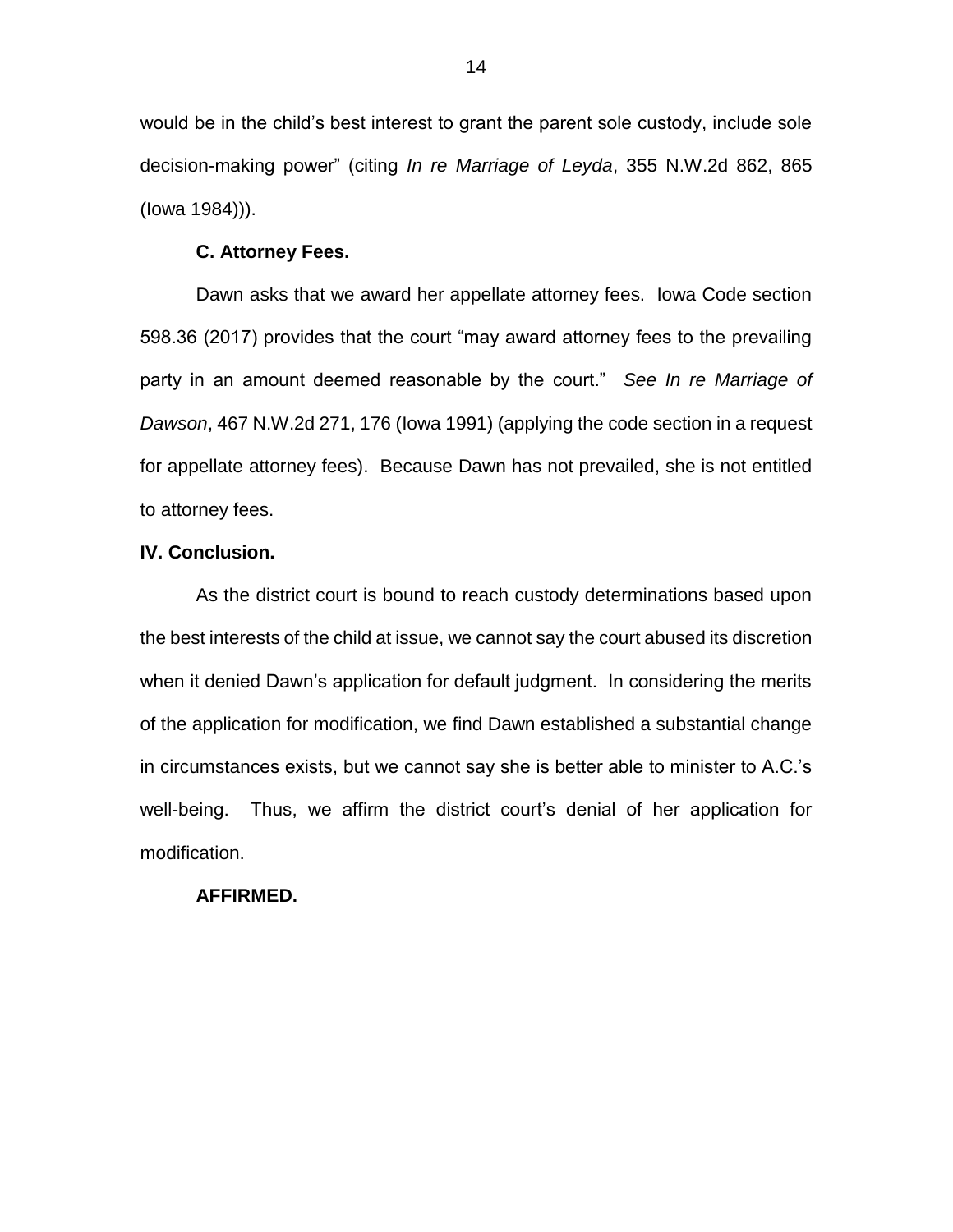would be in the child's best interest to grant the parent sole custody, include sole decision-making power" (citing *In re Marriage of Leyda*, 355 N.W.2d 862, 865 (Iowa 1984))).

### C. Attorney Fees.

Dawn asks that we award her appellate attorney fees. Iowa Code section 598.36 (2017) provides that the court "may award attorney fees to the prevailing party in an amount deemed reasonable by the court." *See In re Marriage of Dawson*, 467 N.W.2d 271, 176 (Iowa 1991) (applying the code section in a request for appellate attorney fees). Because Dawn has not prevailed, she is not entitled to attorney fees.

## IV. Conclusion.

As the district court is bound to reach custody determinations based upon the best interests of the child at issue, we cannot say the court abused its discretion when it denied Dawn's application for default judgment. In considering the merits of the application for modification, we find Dawn established a substantial change in circumstances exists, but we cannot say she is better able to minister to A.C.'s well-being. Thus, we affirm the district court's denial of her application for modification.

**AFFIRMED.**